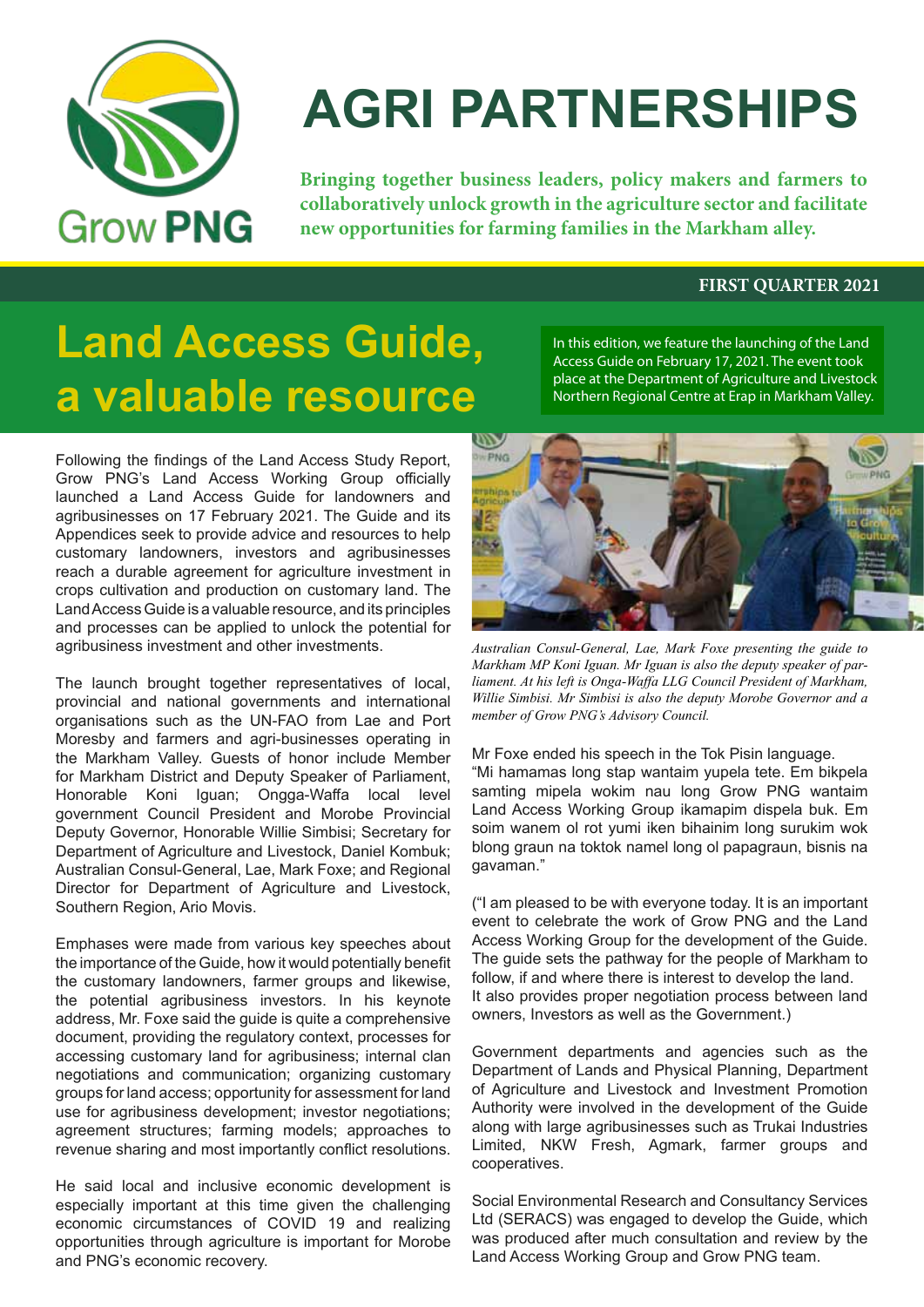# AGRI PARTNERSHIPS

Grow PNG

**Bringing together business leaders, policy makers and farmers to collaboratively unlock growth in the agriculture sector and facilitate new opportunities for farming families in the Markham alley.**

**FIRST QUARTER 2021**

# Land Access Guide, a valuable resource

In this edition, we feature the launching of the Land Access Guide on February 17, 2021. The event took place at the Department of Agriculture and Livestock Northern Regional Centre at Erap in Markham Valley.

Following the findings of the Land Access Study Report, Grow PNG's Land Access Working Group officially launched a Land Access Guide for landowners and agribusinesses on 17 February 2021. The Guide and its Appendices seek to provide advice and resources to help customary landowners, investors and agribusinesses reach a durable agreement for agriculture investment in crops cultivation and production on customary land. The Land Access Guide is a valuable resource, and its principles and processes can be applied to unlock the potential for agribusiness investment and other investments.

The launch brought together representatives of local, provincial and national governments and international organisations such as the UN-FAO from Lae and Port Moresby and farmers and agri-businesses operating in the Markham Valley. Guests of honor include Member for Markham District and Deputy Speaker of Parliament, Honorable Koni Iguan; Ongga-Waffa local level government Council President and Morobe Provincial Deputy Governor, Honorable Willie Simbisi; Secretary for Department of Agriculture and Livestock, Daniel Kombuk; Australian Consul-General, Lae, Mark Foxe; and Regional Director for Department of Agriculture and Livestock, Southern Region, Ario Movis.

Emphases were made from various key speeches about the importance of the Guide, how it would potentially benefit the customary landowners, farmer groups and likewise, the potential agribusiness investors. In his keynote address, Mr. Foxe said the guide is quite a comprehensive document, providing the regulatory context, processes for accessing customary land for agribusiness; internal clan negotiations and communication; organizing customary groups for land access; opportunity for assessment for land use for agribusiness development; investor negotiations; agreement structures; farming models; approaches to revenue sharing and most importantly conflict resolutions.

He said local and inclusive economic development is especially important at this time given the challenging economic circumstances of COVID 19 and realizing opportunities through agriculture is important for Morobe and PNG's economic recovery.

*Australian Consul-General, Lae, Mark Foxe presenting the guide to Markham MP Koni Iguan. Mr Iguan is also the deputy speaker of parliament. At his left is Onga-Waffa LLG Council President of Markham, Willie Simbisi. Mr Simbisi is also the deputy Morobe Governor and a member of Grow PNG's Advisory Council.*

Mr Foxe ended his speech in the Tok Pisin language.
"Mi hamamas long stap wantaim yupela tete. Em bikpela samting mipela wokim nau long Grow PNG wantaim Land Access Working Group ikamapim dispela buk. Em soim wanem ol rot yumi iken bihainim long surukim wok blong graun na toktok namel long ol papagraun, bisnis na gavaman."

("I am pleased to be with everyone today. It is an important event to celebrate the work of Grow PNG and the Land Access Working Group for the development of the Guide. The guide sets the pathway for the people of Markham to follow, if and where there is interest to develop the land. It also provides proper negotiation process between land owners, Investors as well as the Government.)

Government departments and agencies such as the Department of Lands and Physical Planning, Department of Agriculture and Livestock and Investment Promotion Authority were involved in the development of the Guide along with large agribusinesses such as Trukai Industries Limited, NKW Fresh, Agmark, farmer groups and cooperatives.

Social Environmental Research and Consultancy Services Ltd (SERACS) was engaged to develop the Guide, which was produced after much consultation and review by the Land Access Working Group and Grow PNG team.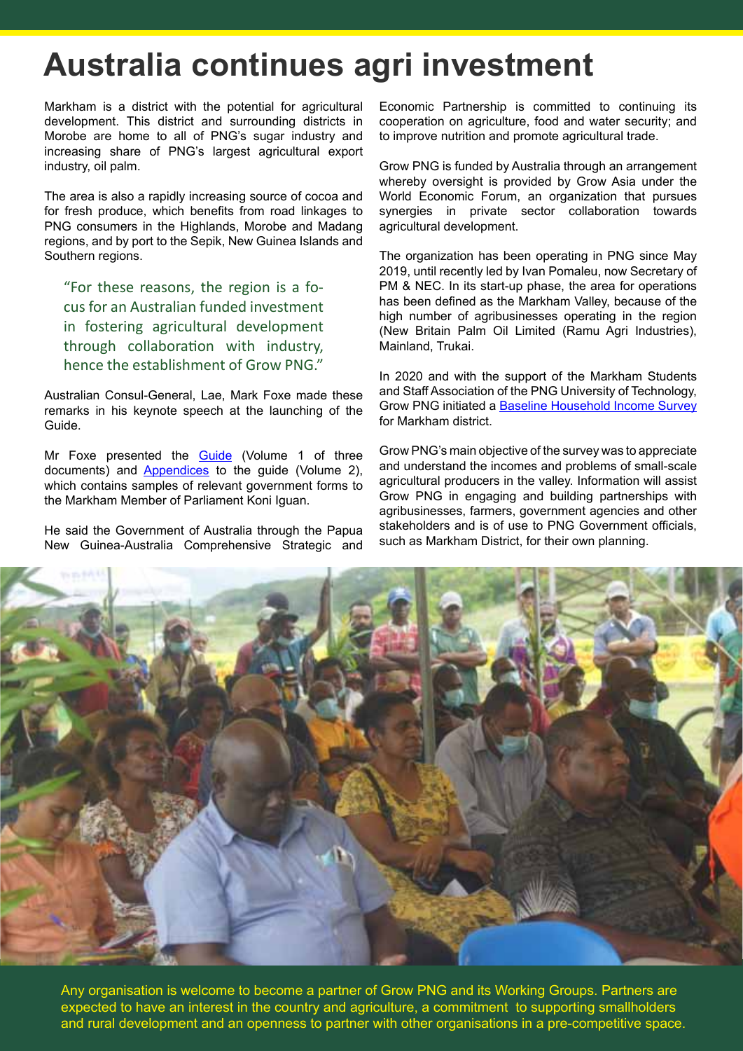# Australia continues agri investment

Markham is a district with the potential for agricultural development. This district and surrounding districts in Morobe are home to all of PNG's sugar industry and increasing share of PNG's largest agricultural export industry, oil palm.

The area is also a rapidly increasing source of cocoa and for fresh produce, which benefits from road linkages to PNG consumers in the Highlands, Morobe and Madang regions, and by port to the Sepik, New Guinea Islands and Southern regions.

> "For these reasons, the region is a focus for an Australian funded investment in fostering agricultural development through collaboration with industry, hence the establishment of Grow PNG."

Australian Consul-General, Lae, Mark Foxe made these remarks in his keynote speech at the launching of the Guide.

Mr Foxe presented the Guide (Volume 1 of three documents) and Appendices to the guide (Volume 2), which contains samples of relevant government forms to the Markham Member of Parliament Koni Iguan.

He said the Government of Australia through the Papua New Guinea-Australia Comprehensive Strategic and Economic Partnership is committed to continuing its cooperation on agriculture, food and water security; and to improve nutrition and promote agricultural trade.

Grow PNG is funded by Australia through an arrangement whereby oversight is provided by Grow Asia under the World Economic Forum, an organization that pursues synergies in private sector collaboration towards agricultural development.

The organization has been operating in PNG since May 2019, until recently led by Ivan Pomaleu, now Secretary of PM & NEC. In its start-up phase, the area for operations has been defined as the Markham Valley, because of the high number of agribusinesses operating in the region (New Britain Palm Oil Limited (Ramu Agri Industries), Mainland, Trukai.

In 2020 and with the support of the Markham Students and Staff Association of the PNG University of Technology, Grow PNG initiated a Baseline Household Income Survey for Markham district.

Grow PNG's main objective of the survey was to appreciate and understand the incomes and problems of small-scale agricultural producers in the valley. Information will assist Grow PNG in engaging and building partnerships with agribusinesses, farmers, government agencies and other stakeholders and is of use to PNG Government officials, such as Markham District, for their own planning.

Any organisation is welcome to become a partner of Grow PNG and its Working Groups. Partners are expected to have an interest in the country and agriculture, a commitment to supporting smallholders and rural development and an openness to partner with other organisations in a pre-competitive space.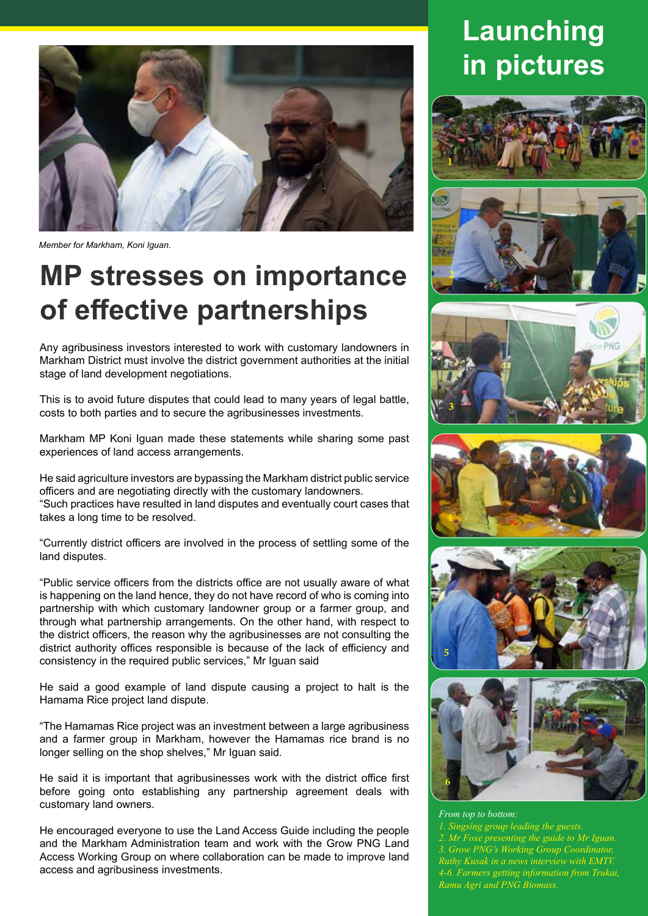Member for Markham, Koni Iguan.

# MP stresses on importance of effective partnerships

Any agribusiness investors interested to work with customary landowners in Markham District must involve the district government authorities at the initial stage of land development negotiations.

This is to avoid future disputes that could lead to many years of legal battle, costs to both parties and to secure the agribusinesses investments.

Markham MP Koni Iguan made these statements while sharing some past experiences of land access arrangements.

He said agriculture investors are bypassing the Markham district public service officers and are negotiating directly with the customary landowners.
"Such practices have resulted in land disputes and eventually court cases that takes a long time to be resolved.

"Currently district officers are involved in the process of settling some of the land disputes.

"Public service officers from the districts office are not usually aware of what is happening on the land hence, they do not have record of who is coming into partnership with which customary landowner group or a farmer group, and through what partnership arrangements. On the other hand, with respect to the district officers, the reason why the agribusinesses are not consulting the district authority offices responsible is because of the lack of efficiency and consistency in the required public services," Mr Iguan said

He said a good example of land dispute causing a project to halt is the Hamama Rice project land dispute.

"The Hamamas Rice project was an investment between a large agribusiness and a farmer group in Markham, however the Hamamas rice brand is no longer selling on the shop shelves," Mr Iguan said.

He said it is important that agribusinesses work with the district office first before going onto establishing any partnership agreement deals with customary land owners.

He encouraged everyone to use the Land Access Guide including the people and the Markham Administration team and work with the Grow PNG Land Access Working Group on where collaboration can be made to improve land access and agribusiness investments.

# Launching in pictures

*From top to bottom:*
*1. Singsing group leading the guests.*
*2. Mr Foxe presenting the guide to Mr Iguan.*
*3. Grow PNG's Working Group Coordinator, Ruthy Kusak in a news interview with EMTV.*
*4-6. Farmers getting information from Trukai, Ramu Agri and PNG Biomass.*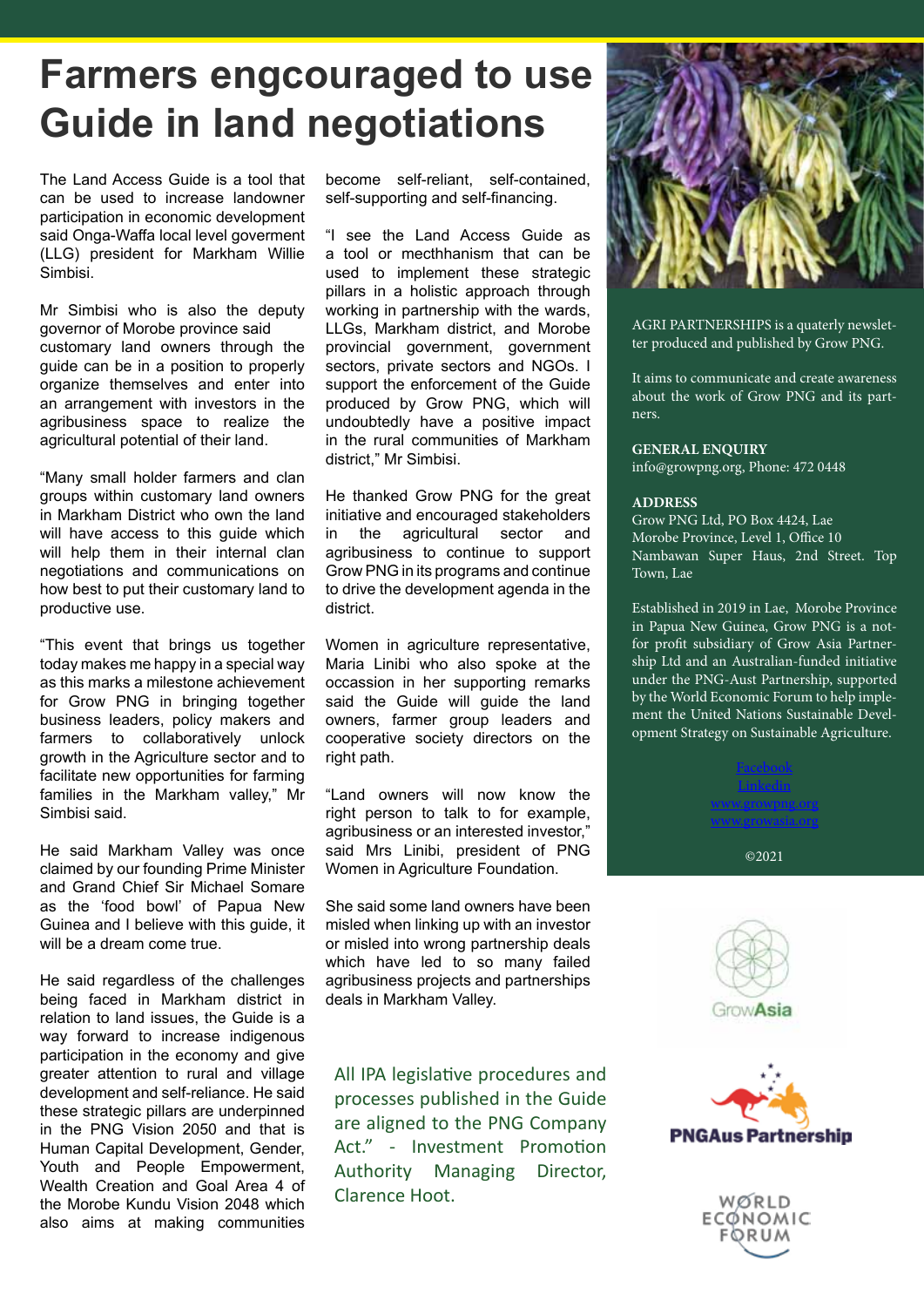# Farmers engcouraged to use Guide in land negotiations

The Land Access Guide is a tool that can be used to increase landowner participation in economic development said Onga-Waffa local level goverment (LLG) president for Markham Willie Simbisi.

Mr Simbisi who is also the deputy governor of Morobe province said customary land owners through the guide can be in a position to properly organize themselves and enter into an arrangement with investors in the agribusiness space to realize the agricultural potential of their land.

"Many small holder farmers and clan groups within customary land owners in Markham District who own the land will have access to this guide which will help them in their internal clan negotiations and communications on how best to put their customary land to productive use.

"This event that brings us together today makes me happy in a special way as this marks a milestone achievement for Grow PNG in bringing together business leaders, policy makers and farmers to collaboratively unlock growth in the Agriculture sector and to facilitate new opportunities for farming families in the Markham valley," Mr Simbisi said.

He said Markham Valley was once claimed by our founding Prime Minister and Grand Chief Sir Michael Somare as the 'food bowl' of Papua New Guinea and I believe with this guide, it will be a dream come true.

He said regardless of the challenges being faced in Markham district in relation to land issues, the Guide is a way forward to increase indigenous participation in the economy and give greater attention to rural and village development and self-reliance. He said these strategic pillars are underpinned in the PNG Vision 2050 and that is Human Capital Development, Gender, Youth and People Empowerment, Wealth Creation and Goal Area 4 of the Morobe Kundu Vision 2048 which also aims at making communities become self-reliant, self-contained, self-supporting and self-financing.

"I see the Land Access Guide as a tool or mecthhanism that can be used to implement these strategic pillars in a holistic approach through working in partnership with the wards, LLGs, Markham district, and Morobe provincial government, government sectors, private sectors and NGOs. I support the enforcement of the Guide produced by Grow PNG, which will undoubtedly have a positive impact in the rural communities of Markham district," Mr Simbisi.

He thanked Grow PNG for the great initiative and encouraged stakeholders in the agricultural sector and agribusiness to continue to support Grow PNG in its programs and continue to drive the development agenda in the district.

Women in agriculture representative, Maria Linibi who also spoke at the occassion in her supporting remarks said the Guide will guide the land owners, farmer group leaders and cooperative society directors on the right path.

"Land owners will now know the right person to talk to for example, agribusiness or an interested investor," said Mrs Linibi, president of PNG Women in Agriculture Foundation.

She said some land owners have been misled when linking up with an investor or misled into wrong partnership deals which have led to so many failed agribusiness projects and partnerships deals in Markham Valley.

All IPA legislative procedures and processes published in the Guide are aligned to the PNG Company Act." - Investment Promotion Authority Managing Director, Clarence Hoot.

AGRI PARTNERSHIPS is a quaterly newsletter produced and published by Grow PNG.

It aims to communicate and create awareness about the work of Grow PNG and its partners.

**GENERAL ENQUIRY**
info@growpng.org, Phone: 472 0448

**ADDRESS**
Grow PNG Ltd, PO Box 4424, Lae
Morobe Province, Level 1, Office 10
Nambawan Super Haus, 2nd Street. Top Town, Lae

Established in 2019 in Lae, Morobe Province in Papua New Guinea, Grow PNG is a not-for profit subsidiary of Grow Asia Partnership Ltd and an Australian-funded initiative under the PNG-Aust Partnership, supported by the World Economic Forum to help implement the United Nations Sustainable Development Strategy on Sustainable Agriculture.

Facebook
Linkedin
www.growpng.org
www.growasia.org

©2021

GrowAsia

PNGAus Partnership

WORLD ECONOMIC FORUM